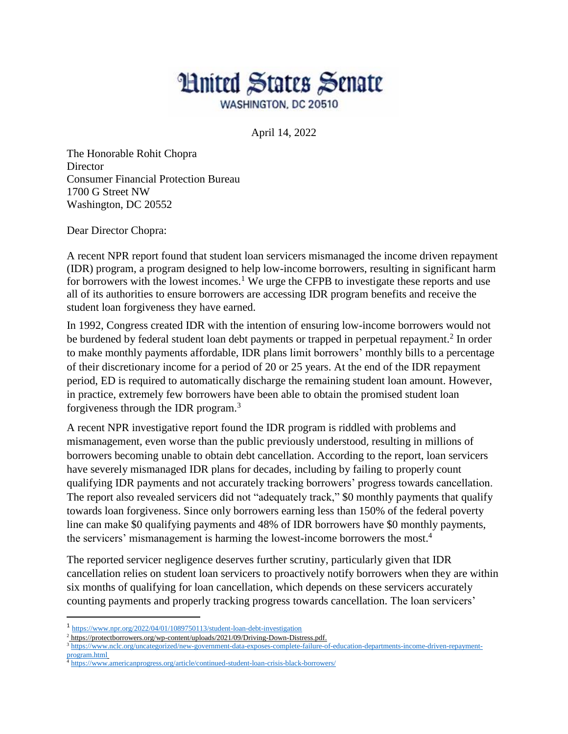# United States Senate

WASHINGTON, DC 20510

April 14, 2022

The Honorable Rohit Chopra
Director
Consumer Financial Protection Bureau
1700 G Street NW
Washington, DC 20552

Dear Director Chopra:

A recent NPR report found that student loan servicers mismanaged the income driven repayment (IDR) program, a program designed to help low-income borrowers, resulting in significant harm for borrowers with the lowest incomes.[1] We urge the CFPB to investigate these reports and use all of its authorities to ensure borrowers are accessing IDR program benefits and receive the student loan forgiveness they have earned.

In 1992, Congress created IDR with the intention of ensuring low-income borrowers would not be burdened by federal student loan debt payments or trapped in perpetual repayment.[2] In order to make monthly payments affordable, IDR plans limit borrowers' monthly bills to a percentage of their discretionary income for a period of 20 or 25 years. At the end of the IDR repayment period, ED is required to automatically discharge the remaining student loan amount. However, in practice, extremely few borrowers have been able to obtain the promised student loan forgiveness through the IDR program.[3]

A recent NPR investigative report found the IDR program is riddled with problems and mismanagement, even worse than the public previously understood, resulting in millions of borrowers becoming unable to obtain debt cancellation. According to the report, loan servicers have severely mismanaged IDR plans for decades, including by failing to properly count qualifying IDR payments and not accurately tracking borrowers' progress towards cancellation. The report also revealed servicers did not "adequately track," $0 monthly payments that qualify towards loan forgiveness. Since only borrowers earning less than 150% of the federal poverty line can make $0 qualifying payments and 48% of IDR borrowers have $0 monthly payments, the servicers' mismanagement is harming the lowest-income borrowers the most.[4]

The reported servicer negligence deserves further scrutiny, particularly given that IDR cancellation relies on student loan servicers to proactively notify borrowers when they are within six months of qualifying for loan cancellation, which depends on these servicers accurately counting payments and properly tracking progress towards cancellation. The loan servicers'

---

[1] https://www.npr.org/2022/04/01/1089750113/student-loan-debt-investigation

[2] https://protectborrowers.org/wp-content/uploads/2021/09/Driving-Down-Distress.pdf.

[3] https://www.nclc.org/uncategorized/new-government-data-exposes-complete-failure-of-education-departments-income-driven-repayment-program.html

[4] https://www.americanprogress.org/article/continued-student-loan-crisis-black-borrowers/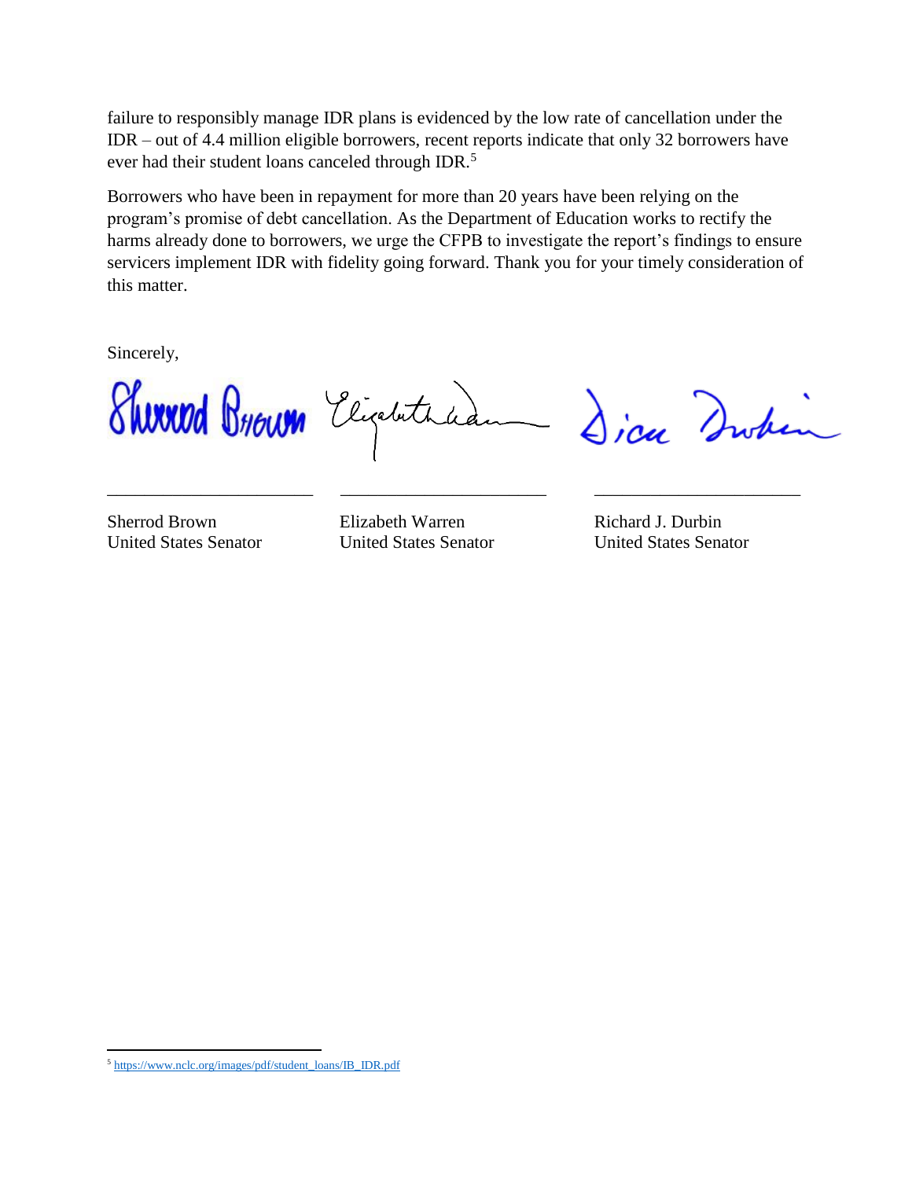failure to responsibly manage IDR plans is evidenced by the low rate of cancellation under the IDR – out of 4.4 million eligible borrowers, recent reports indicate that only 32 borrowers have ever had their student loans canceled through IDR.[5]

Borrowers who have been in repayment for more than 20 years have been relying on the program's promise of debt cancellation. As the Department of Education works to rectify the harms already done to borrowers, we urge the CFPB to investigate the report's findings to ensure servicers implement IDR with fidelity going forward. Thank you for your timely consideration of this matter.

Sincerely,

| | | |
|---|---|---|
| Sherrod Brown<br>United States Senator | Elizabeth Warren<br>United States Senator | Richard J. Durbin<br>United States Senator |

---

[5] https://www.nclc.org/images/pdf/student_loans/IB_IDR.pdf